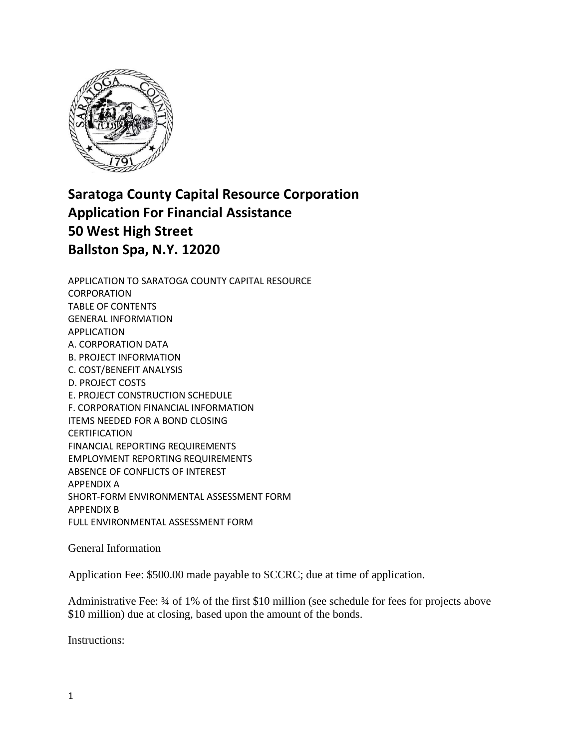# Saratoga County Capital Resource Corporation
# Application For Financial Assistance
# 50 West High Street
# Ballston Spa, N.Y. 12020

APPLICATION TO SARATOGA COUNTY CAPITAL RESOURCE CORPORATION

TABLE OF CONTENTS

GENERAL INFORMATION

APPLICATION

A. CORPORATION DATA

B. PROJECT INFORMATION

C. COST/BENEFIT ANALYSIS

D. PROJECT COSTS

E. PROJECT CONSTRUCTION SCHEDULE

F. CORPORATION FINANCIAL INFORMATION

ITEMS NEEDED FOR A BOND CLOSING

CERTIFICATION

FINANCIAL REPORTING REQUIREMENTS

EMPLOYMENT REPORTING REQUIREMENTS

ABSENCE OF CONFLICTS OF INTEREST

APPENDIX A

SHORT-FORM ENVIRONMENTAL ASSESSMENT FORM

APPENDIX B

FULL ENVIRONMENTAL ASSESSMENT FORM

General Information

Application Fee: $500.00 made payable to SCCRC; due at time of application.

Administrative Fee: ¾ of 1% of the first $10 million (see schedule for fees for projects above $10 million) due at closing, based upon the amount of the bonds.

Instructions: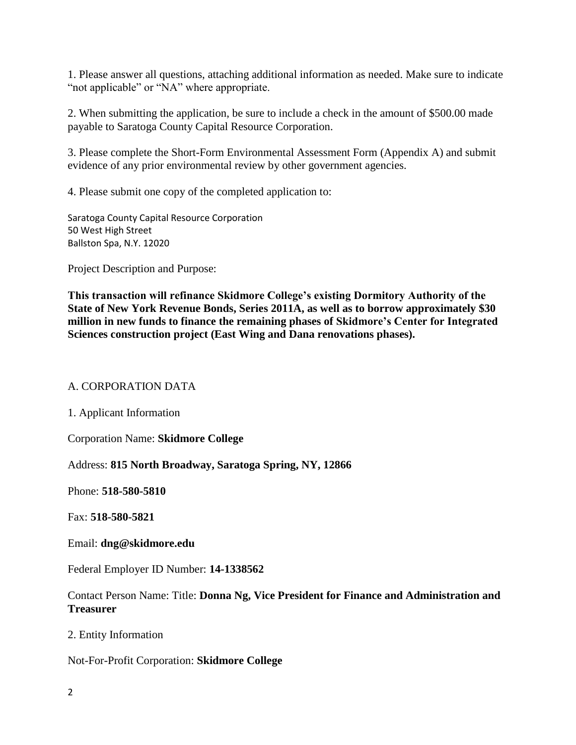1. Please answer all questions, attaching additional information as needed. Make sure to indicate "not applicable" or "NA" where appropriate.

2. When submitting the application, be sure to include a check in the amount of $500.00 made payable to Saratoga County Capital Resource Corporation.

3. Please complete the Short-Form Environmental Assessment Form (Appendix A) and submit evidence of any prior environmental review by other government agencies.

4. Please submit one copy of the completed application to:

Saratoga County Capital Resource Corporation
50 West High Street
Ballston Spa, N.Y. 12020

Project Description and Purpose:

**This transaction will refinance Skidmore College's existing Dormitory Authority of the State of New York Revenue Bonds, Series 2011A, as well as to borrow approximately $30 million in new funds to finance the remaining phases of Skidmore's Center for Integrated Sciences construction project (East Wing and Dana renovations phases).**

A. CORPORATION DATA

1. Applicant Information

Corporation Name: **Skidmore College**

Address: **815 North Broadway, Saratoga Spring, NY, 12866**

Phone: **518-580-5810**

Fax: **518-580-5821**

Email: **dng@skidmore.edu**

Federal Employer ID Number: **14-1338562**

Contact Person Name: Title: **Donna Ng, Vice President for Finance and Administration and Treasurer**

2. Entity Information

Not-For-Profit Corporation: **Skidmore College**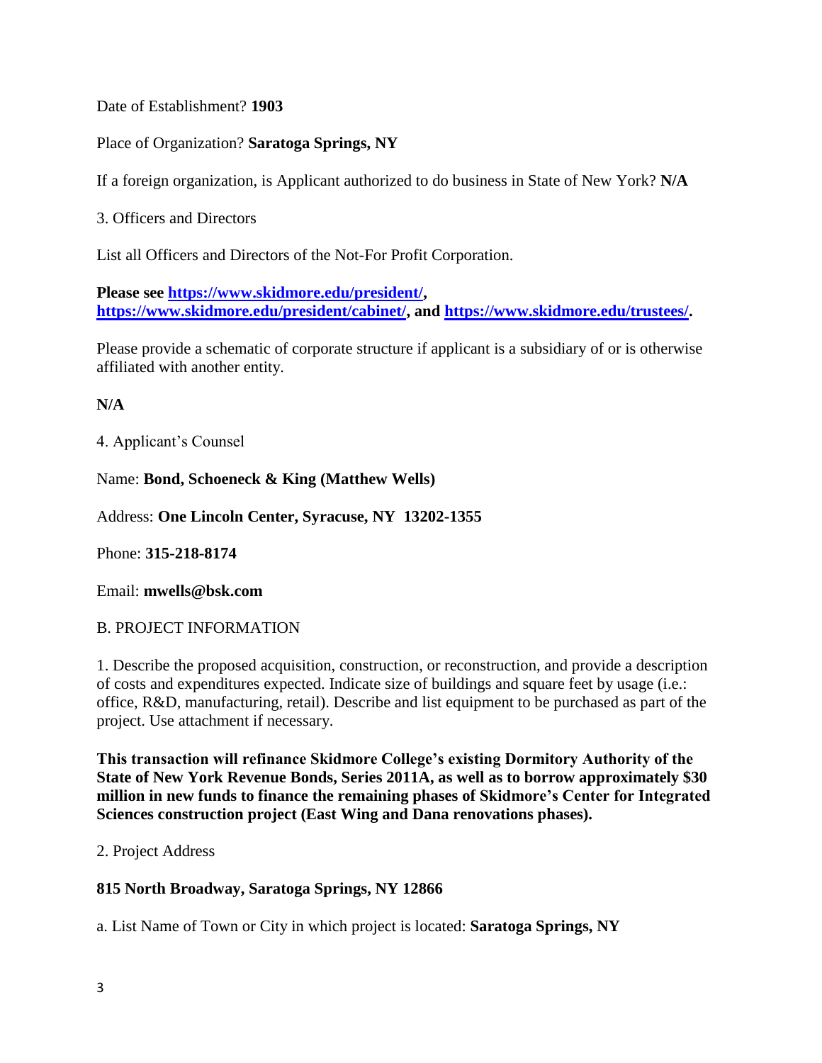Date of Establishment? **1903**

Place of Organization? **Saratoga Springs, NY**

If a foreign organization, is Applicant authorized to do business in State of New York? **N/A**

3. Officers and Directors

List all Officers and Directors of the Not-For Profit Corporation.

**Please see [https://www.skidmore.edu/president/](https://www.skidmore.edu/president/), [https://www.skidmore.edu/president/cabinet/](https://www.skidmore.edu/president/cabinet/), and [https://www.skidmore.edu/trustees/](https://www.skidmore.edu/trustees/).**

Please provide a schematic of corporate structure if applicant is a subsidiary of or is otherwise affiliated with another entity.

**N/A**

4. Applicant's Counsel

Name: **Bond, Schoeneck & King (Matthew Wells)**

Address: **One Lincoln Center, Syracuse, NY 13202-1355**

Phone: **315-218-8174**

Email: **mwells@bsk.com**

B. PROJECT INFORMATION

1. Describe the proposed acquisition, construction, or reconstruction, and provide a description of costs and expenditures expected. Indicate size of buildings and square feet by usage (i.e.: office, R&D, manufacturing, retail). Describe and list equipment to be purchased as part of the project. Use attachment if necessary.

**This transaction will refinance Skidmore College's existing Dormitory Authority of the State of New York Revenue Bonds, Series 2011A, as well as to borrow approximately $30 million in new funds to finance the remaining phases of Skidmore's Center for Integrated Sciences construction project (East Wing and Dana renovations phases).**

2. Project Address

**815 North Broadway, Saratoga Springs, NY 12866**

a. List Name of Town or City in which project is located: **Saratoga Springs, NY**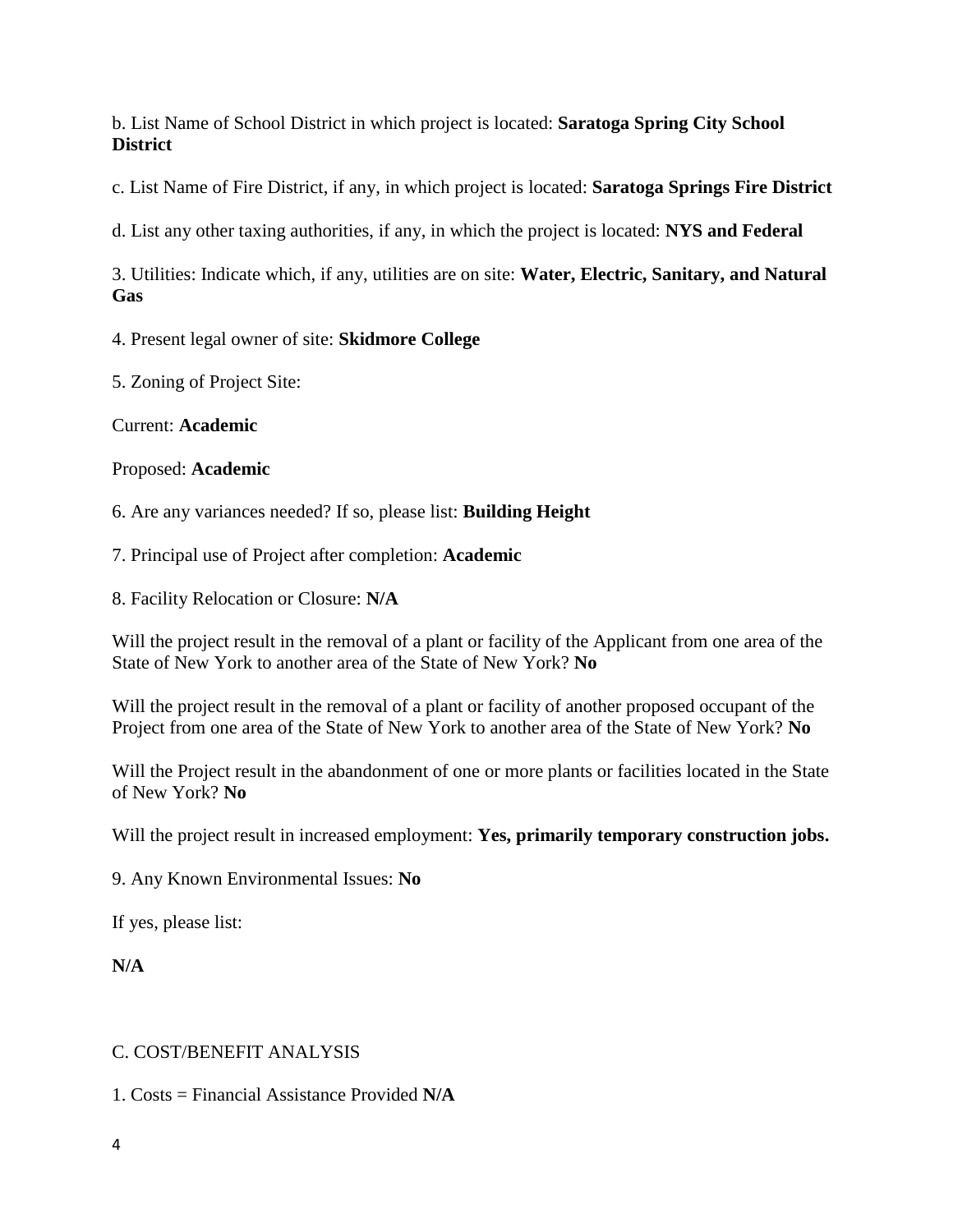b. List Name of School District in which project is located: **Saratoga Spring City School District**

c. List Name of Fire District, if any, in which project is located: **Saratoga Springs Fire District**

d. List any other taxing authorities, if any, in which the project is located: **NYS and Federal**

3. Utilities: Indicate which, if any, utilities are on site: **Water, Electric, Sanitary, and Natural Gas**

4. Present legal owner of site: **Skidmore College**

5. Zoning of Project Site:

Current: **Academic**

Proposed: **Academic**

6. Are any variances needed? If so, please list: **Building Height**

7. Principal use of Project after completion: **Academic**

8. Facility Relocation or Closure: **N/A**

Will the project result in the removal of a plant or facility of the Applicant from one area of the State of New York to another area of the State of New York? **No**

Will the project result in the removal of a plant or facility of another proposed occupant of the Project from one area of the State of New York to another area of the State of New York? **No**

Will the Project result in the abandonment of one or more plants or facilities located in the State of New York? **No**

Will the project result in increased employment: **Yes, primarily temporary construction jobs.**

9. Any Known Environmental Issues: **No**

If yes, please list:

**N/A**

C. COST/BENEFIT ANALYSIS

1. Costs = Financial Assistance Provided **N/A**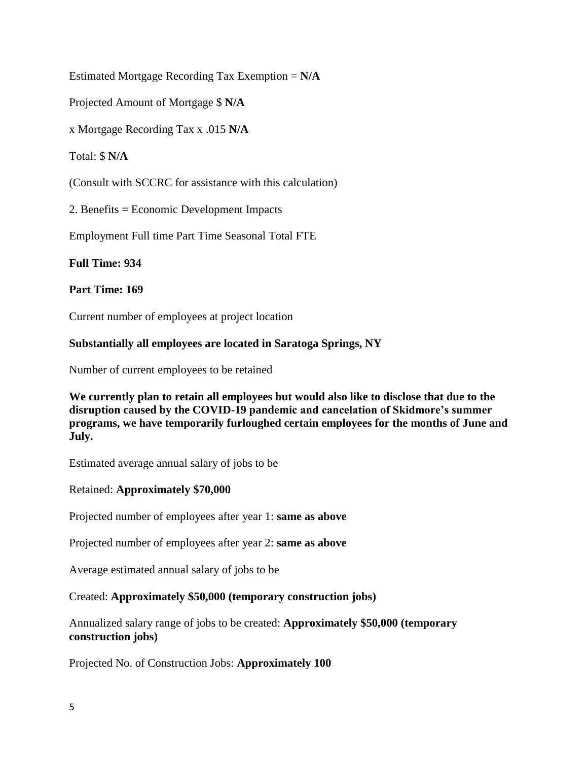Estimated Mortgage Recording Tax Exemption = **N/A**

Projected Amount of Mortgage $ **N/A**

x Mortgage Recording Tax x .015 **N/A**

Total: $ **N/A**

(Consult with SCCRC for assistance with this calculation)

2. Benefits = Economic Development Impacts

Employment Full time Part Time Seasonal Total FTE

**Full Time: 934**

**Part Time: 169**

Current number of employees at project location

**Substantially all employees are located in Saratoga Springs, NY**

Number of current employees to be retained

**We currently plan to retain all employees but would also like to disclose that due to the disruption caused by the COVID-19 pandemic and cancelation of Skidmore's summer programs, we have temporarily furloughed certain employees for the months of June and July.**

Estimated average annual salary of jobs to be

Retained: **Approximately $70,000**

Projected number of employees after year 1: **same as above**

Projected number of employees after year 2: **same as above**

Average estimated annual salary of jobs to be

Created: **Approximately $50,000 (temporary construction jobs)**

Annualized salary range of jobs to be created: **Approximately $50,000 (temporary construction jobs)**

Projected No. of Construction Jobs: **Approximately 100**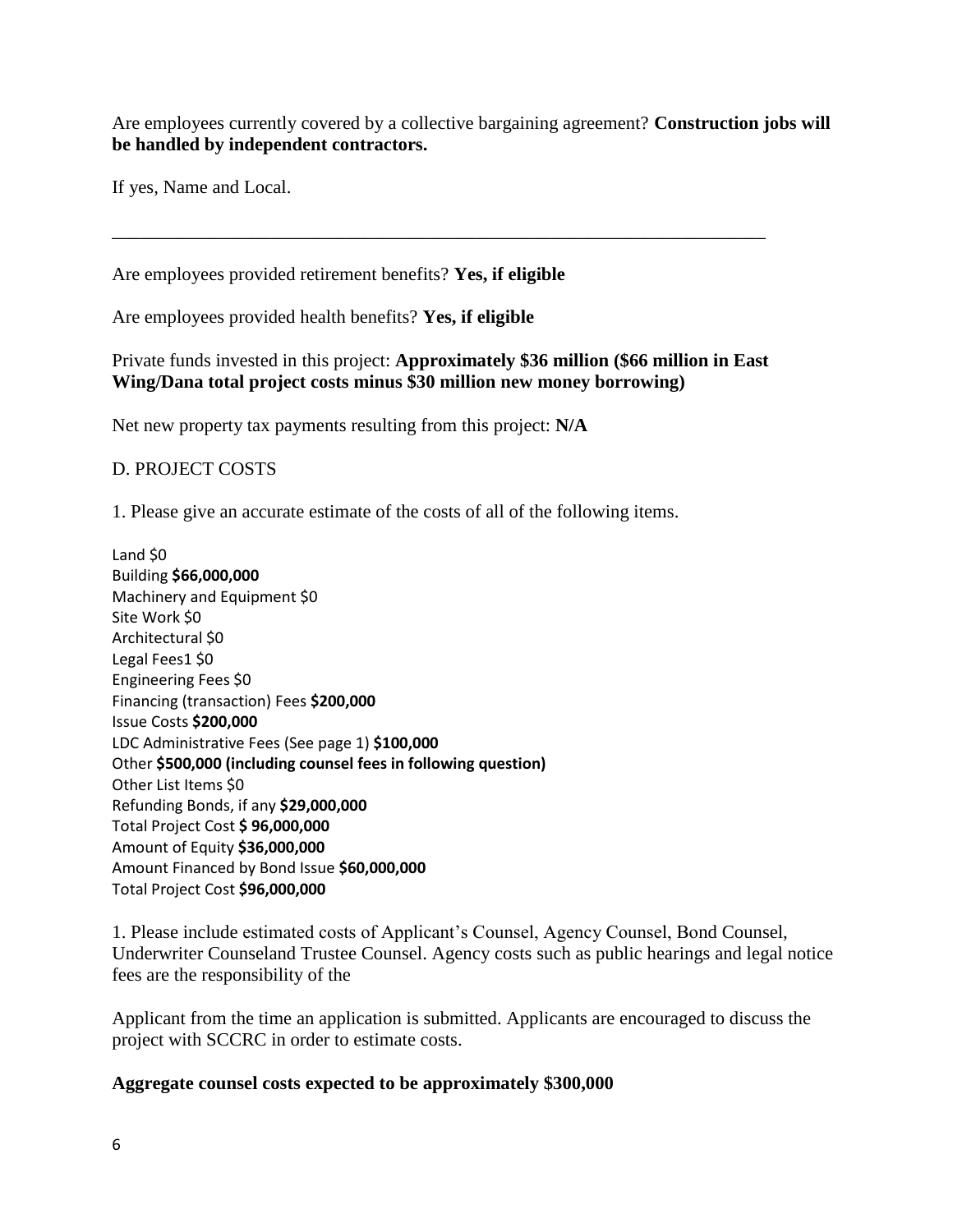Are employees currently covered by a collective bargaining agreement? **Construction jobs will be handled by independent contractors.**

If yes, Name and Local.

\_\_\_\_\_\_\_\_\_\_\_\_\_\_\_\_\_\_\_\_\_\_\_\_\_\_\_\_\_\_\_\_\_\_\_\_\_\_\_\_\_\_\_\_\_\_\_\_\_\_\_\_\_\_\_\_\_\_\_\_\_\_\_\_\_\_\_\_\_\_

Are employees provided retirement benefits? **Yes, if eligible**

Are employees provided health benefits? **Yes, if eligible**

Private funds invested in this project: **Approximately $36 million ($66 million in East Wing/Dana total project costs minus $30 million new money borrowing)**

Net new property tax payments resulting from this project: **N/A**

D. PROJECT COSTS

1. Please give an accurate estimate of the costs of all of the following items.

Land $0
Building **$66,000,000**
Machinery and Equipment $0
Site Work $0
Architectural $0
Legal Fees1 $0
Engineering Fees $0
Financing (transaction) Fees **$200,000**
Issue Costs **$200,000**
LDC Administrative Fees (See page 1) **$100,000**
Other **$500,000 (including counsel fees in following question)**
Other List Items $0
Refunding Bonds, if any **$29,000,000**
Total Project Cost **$ 96,000,000**
Amount of Equity **$36,000,000**
Amount Financed by Bond Issue **$60,000,000**
Total Project Cost **$96,000,000**

1. Please include estimated costs of Applicant's Counsel, Agency Counsel, Bond Counsel, Underwriter Counseland Trustee Counsel. Agency costs such as public hearings and legal notice fees are the responsibility of the

Applicant from the time an application is submitted. Applicants are encouraged to discuss the project with SCCRC in order to estimate costs.

**Aggregate counsel costs expected to be approximately $300,000**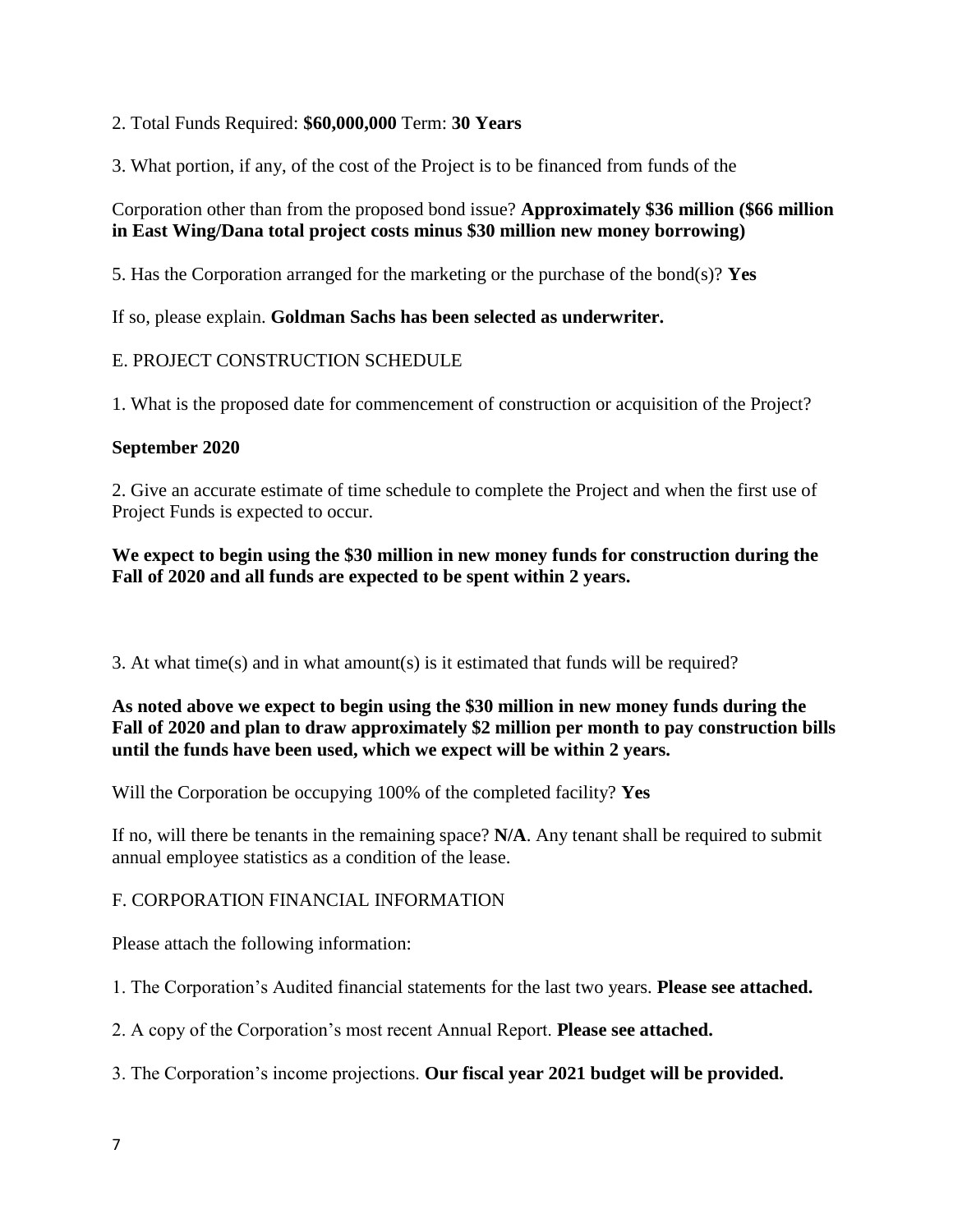2. Total Funds Required: **$60,000,000** Term: **30 Years**

3. What portion, if any, of the cost of the Project is to be financed from funds of the

Corporation other than from the proposed bond issue? **Approximately $36 million ($66 million in East Wing/Dana total project costs minus $30 million new money borrowing)**

5. Has the Corporation arranged for the marketing or the purchase of the bond(s)? **Yes**

If so, please explain. **Goldman Sachs has been selected as underwriter.**

## E. PROJECT CONSTRUCTION SCHEDULE

1. What is the proposed date for commencement of construction or acquisition of the Project?

**September 2020**

2. Give an accurate estimate of time schedule to complete the Project and when the first use of Project Funds is expected to occur.

**We expect to begin using the $30 million in new money funds for construction during the Fall of 2020 and all funds are expected to be spent within 2 years.**

3. At what time(s) and in what amount(s) is it estimated that funds will be required?

**As noted above we expect to begin using the $30 million in new money funds during the Fall of 2020 and plan to draw approximately $2 million per month to pay construction bills until the funds have been used, which we expect will be within 2 years.**

Will the Corporation be occupying 100% of the completed facility? **Yes**

If no, will there be tenants in the remaining space? **N/A**. Any tenant shall be required to submit annual employee statistics as a condition of the lease.

## F. CORPORATION FINANCIAL INFORMATION

Please attach the following information:

1. The Corporation's Audited financial statements for the last two years. **Please see attached.**

2. A copy of the Corporation's most recent Annual Report. **Please see attached.**

3. The Corporation's income projections. **Our fiscal year 2021 budget will be provided.**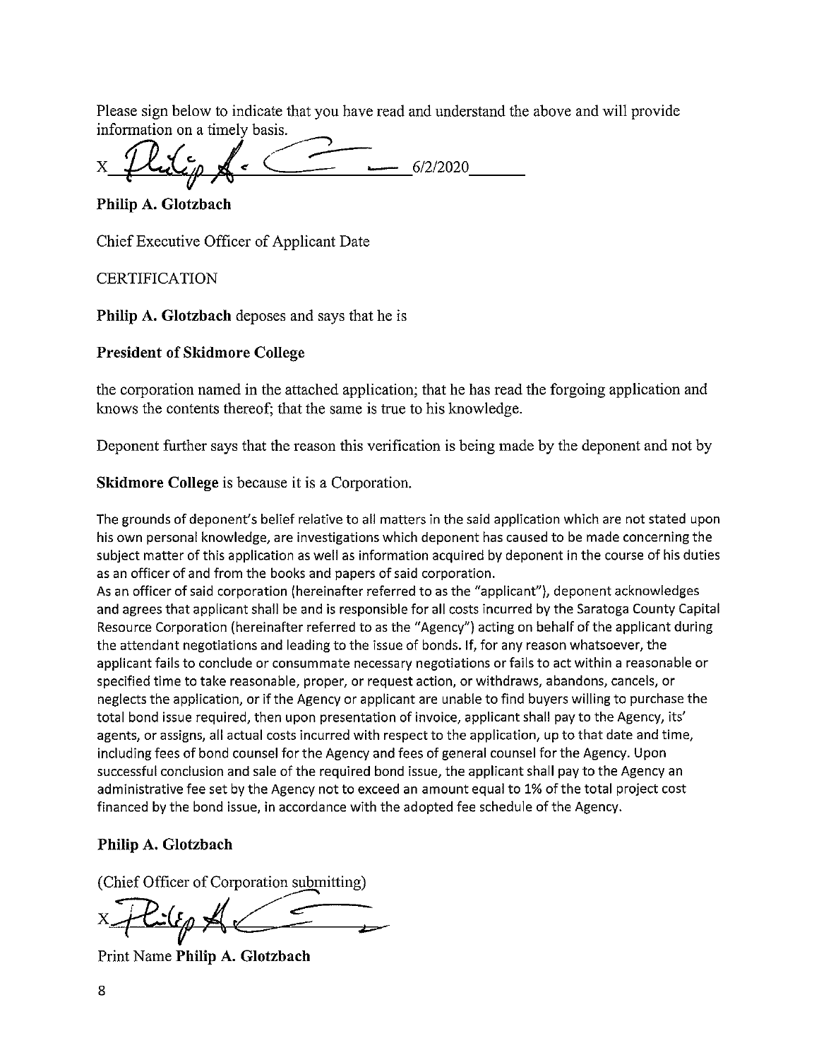Please sign below to indicate that you have read and understand the above and will provide information on a timely basis.

X_________________________ 6/2/2020_______

**Philip A. Glotzbach**

Chief Executive Officer of Applicant Date

CERTIFICATION

**Philip A. Glotzbach** deposes and says that he is

**President of Skidmore College**

the corporation named in the attached application; that he has read the forgoing application and knows the contents thereof; that the same is true to his knowledge.

Deponent further says that the reason this verification is being made by the deponent and not by

**Skidmore College** is because it is a Corporation.

The grounds of deponent's belief relative to all matters in the said application which are not stated upon his own personal knowledge, are investigations which deponent has caused to be made concerning the subject matter of this application as well as information acquired by deponent in the course of his duties as an officer of and from the books and papers of said corporation.

As an officer of said corporation (hereinafter referred to as the "applicant"), deponent acknowledges and agrees that applicant shall be and is responsible for all costs incurred by the Saratoga County Capital Resource Corporation (hereinafter referred to as the "Agency") acting on behalf of the applicant during the attendant negotiations and leading to the issue of bonds. If, for any reason whatsoever, the applicant fails to conclude or consummate necessary negotiations or fails to act within a reasonable or specified time to take reasonable, proper, or request action, or withdraws, abandons, cancels, or neglects the application, or if the Agency or applicant are unable to find buyers willing to purchase the total bond issue required, then upon presentation of invoice, applicant shall pay to the Agency, its' agents, or assigns, all actual costs incurred with respect to the application, up to that date and time, including fees of bond counsel for the Agency and fees of general counsel for the Agency. Upon successful conclusion and sale of the required bond issue, the applicant shall pay to the Agency an administrative fee set by the Agency not to exceed an amount equal to 1% of the total project cost financed by the bond issue, in accordance with the adopted fee schedule of the Agency.

**Philip A. Glotzbach**

(Chief Officer of Corporation submitting)

X_________________________

Print Name **Philip A. Glotzbach**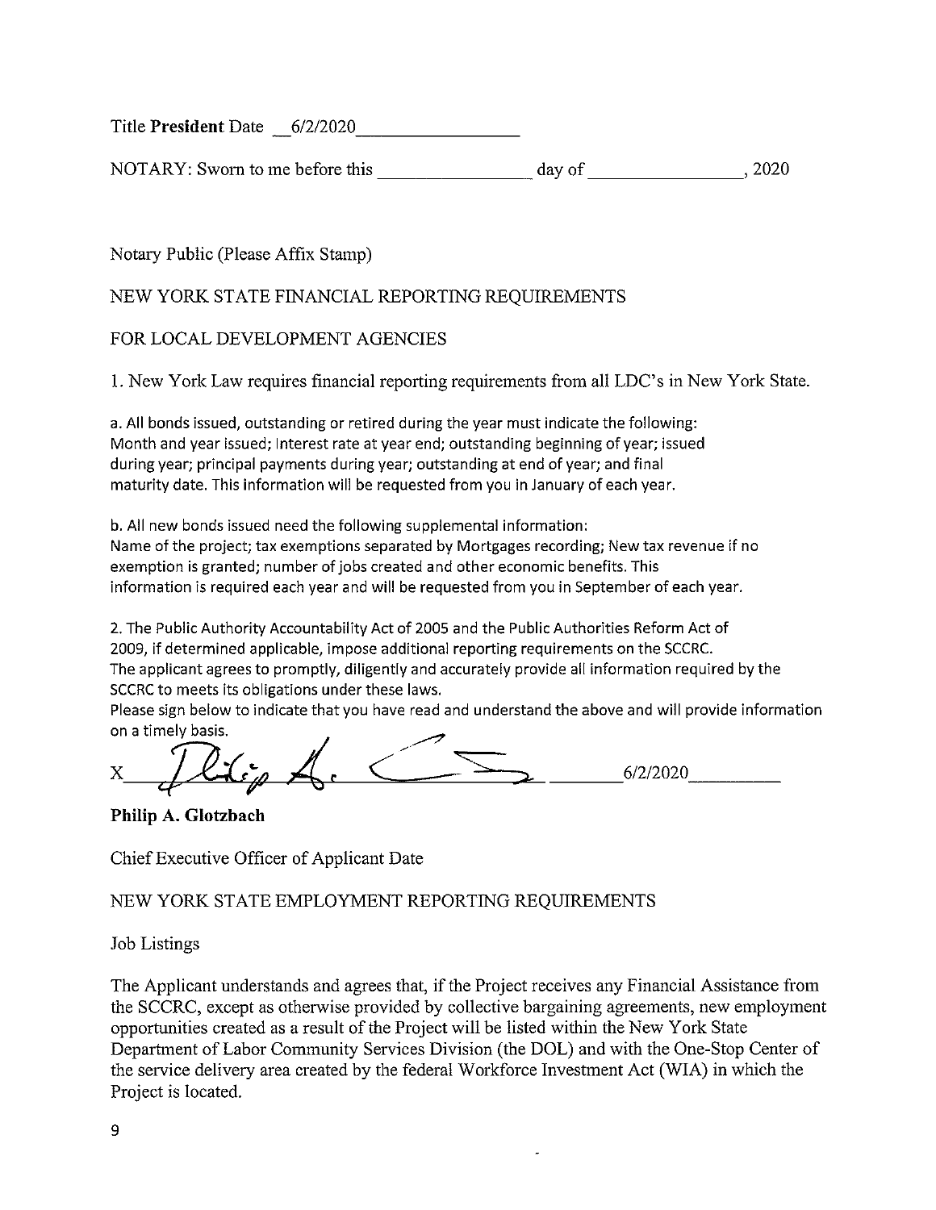Title **President** Date 6/2/2020

NOTARY: Sworn to me before this ______________ day of ______________, 2020

Notary Public (Please Affix Stamp)

NEW YORK STATE FINANCIAL REPORTING REQUIREMENTS

FOR LOCAL DEVELOPMENT AGENCIES

1. New York Law requires financial reporting requirements from all LDC's in New York State.

a. All bonds issued, outstanding or retired during the year must indicate the following: Month and year issued; Interest rate at year end; outstanding beginning of year; issued during year; principal payments during year; outstanding at end of year; and final maturity date. This information will be requested from you in January of each year.

b. All new bonds issued need the following supplemental information: Name of the project; tax exemptions separated by Mortgages recording; New tax revenue if no exemption is granted; number of jobs created and other economic benefits. This information is required each year and will be requested from you in September of each year.

2. The Public Authority Accountability Act of 2005 and the Public Authorities Reform Act of 2009, if determined applicable, impose additional reporting requirements on the SCCRC. The applicant agrees to promptly, diligently and accurately provide all information required by the SCCRC to meets its obligations under these laws.

Please sign below to indicate that you have read and understand the above and will provide information on a timely basis.

X ______________________________ 6/2/2020

**Philip A. Glotzbach**

Chief Executive Officer of Applicant Date

NEW YORK STATE EMPLOYMENT REPORTING REQUIREMENTS

Job Listings

The Applicant understands and agrees that, if the Project receives any Financial Assistance from the SCCRC, except as otherwise provided by collective bargaining agreements, new employment opportunities created as a result of the Project will be listed within the New York State Department of Labor Community Services Division (the DOL) and with the One-Stop Center of the service delivery area created by the federal Workforce Investment Act (WIA) in which the Project is located.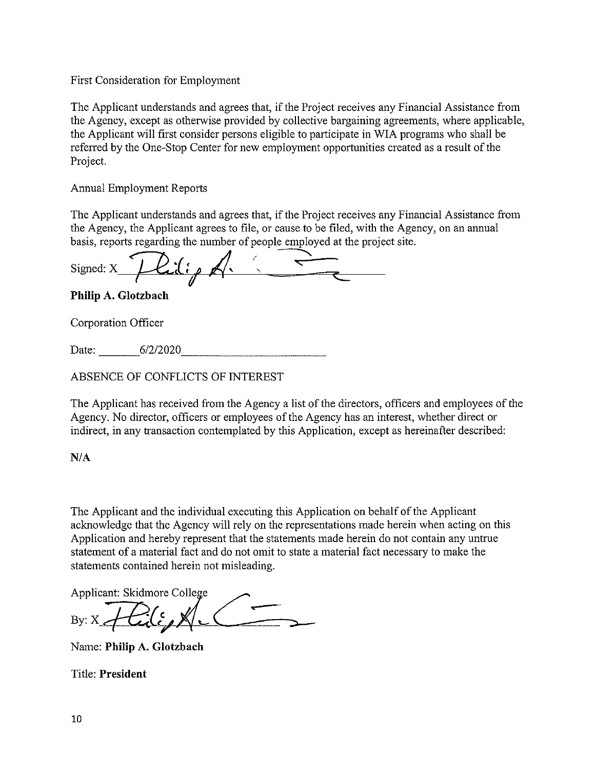First Consideration for Employment

The Applicant understands and agrees that, if the Project receives any Financial Assistance from the Agency, except as otherwise provided by collective bargaining agreements, where applicable, the Applicant will first consider persons eligible to participate in WIA programs who shall be referred by the One-Stop Center for new employment opportunities created as a result of the Project.

Annual Employment Reports

The Applicant understands and agrees that, if the Project receives any Financial Assistance from the Agency, the Applicant agrees to file, or cause to be filed, with the Agency, on an annual basis, reports regarding the number of people employed at the project site.

Signed: X Philip A. Glotzbach

**Philip A. Glotzbach**

Corporation Officer

Date: 6/2/2020

ABSENCE OF CONFLICTS OF INTEREST

The Applicant has received from the Agency a list of the directors, officers and employees of the Agency. No director, officers or employees of the Agency has an interest, whether direct or indirect, in any transaction contemplated by this Application, except as hereinafter described:

**N/A**

The Applicant and the individual executing this Application on behalf of the Applicant acknowledge that the Agency will rely on the representations made herein when acting on this Application and hereby represent that the statements made herein do not contain any untrue statement of a material fact and do not omit to state a material fact necessary to make the statements contained herein not misleading.

Applicant: Skidmore College

By: X Philip A. Glotzbach

Name: **Philip A. Glotzbach**

Title: **President**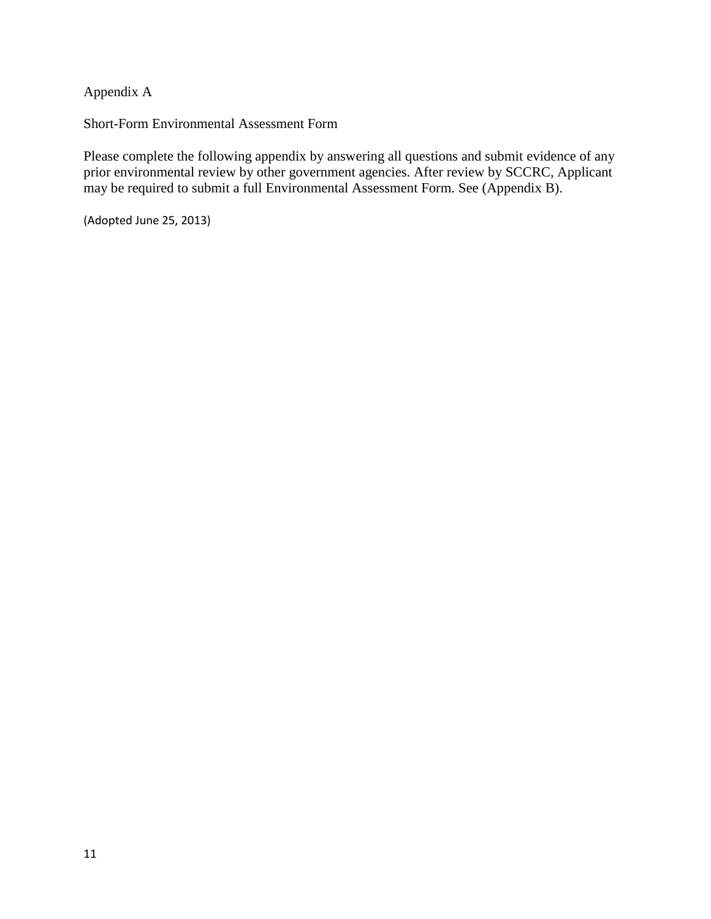# Appendix A

## Short-Form Environmental Assessment Form

Please complete the following appendix by answering all questions and submit evidence of any prior environmental review by other government agencies. After review by SCCRC, Applicant may be required to submit a full Environmental Assessment Form. See (Appendix B).

(Adopted June 25, 2013)